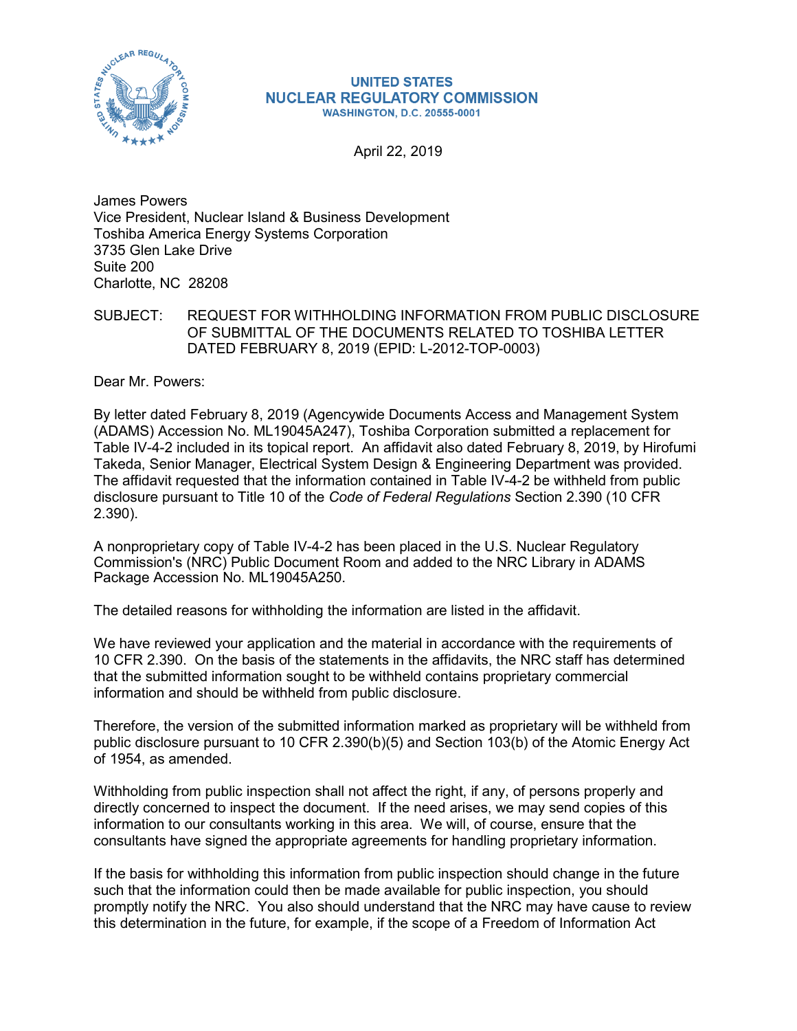**UNITED STATES**
**NUCLEAR REGULATORY COMMISSION**
**WASHINGTON, D.C. 20555-0001**

April 22, 2019

James Powers
Vice President, Nuclear Island & Business Development
Toshiba America Energy Systems Corporation
3735 Glen Lake Drive
Suite 200
Charlotte, NC 28208

SUBJECT: REQUEST FOR WITHHOLDING INFORMATION FROM PUBLIC DISCLOSURE OF SUBMITTAL OF THE DOCUMENTS RELATED TO TOSHIBA LETTER DATED FEBRUARY 8, 2019 (EPID: L-2012-TOP-0003)

Dear Mr. Powers:

By letter dated February 8, 2019 (Agencywide Documents Access and Management System (ADAMS) Accession No. ML19045A247), Toshiba Corporation submitted a replacement for Table IV-4-2 included in its topical report. An affidavit also dated February 8, 2019, by Hirofumi Takeda, Senior Manager, Electrical System Design & Engineering Department was provided. The affidavit requested that the information contained in Table IV-4-2 be withheld from public disclosure pursuant to Title 10 of the *Code of Federal Regulations* Section 2.390 (10 CFR 2.390).

A nonproprietary copy of Table IV-4-2 has been placed in the U.S. Nuclear Regulatory Commission's (NRC) Public Document Room and added to the NRC Library in ADAMS Package Accession No. ML19045A250.

The detailed reasons for withholding the information are listed in the affidavit.

We have reviewed your application and the material in accordance with the requirements of 10 CFR 2.390. On the basis of the statements in the affidavits, the NRC staff has determined that the submitted information sought to be withheld contains proprietary commercial information and should be withheld from public disclosure.

Therefore, the version of the submitted information marked as proprietary will be withheld from public disclosure pursuant to 10 CFR 2.390(b)(5) and Section 103(b) of the Atomic Energy Act of 1954, as amended.

Withholding from public inspection shall not affect the right, if any, of persons properly and directly concerned to inspect the document. If the need arises, we may send copies of this information to our consultants working in this area. We will, of course, ensure that the consultants have signed the appropriate agreements for handling proprietary information.

If the basis for withholding this information from public inspection should change in the future such that the information could then be made available for public inspection, you should promptly notify the NRC. You also should understand that the NRC may have cause to review this determination in the future, for example, if the scope of a Freedom of Information Act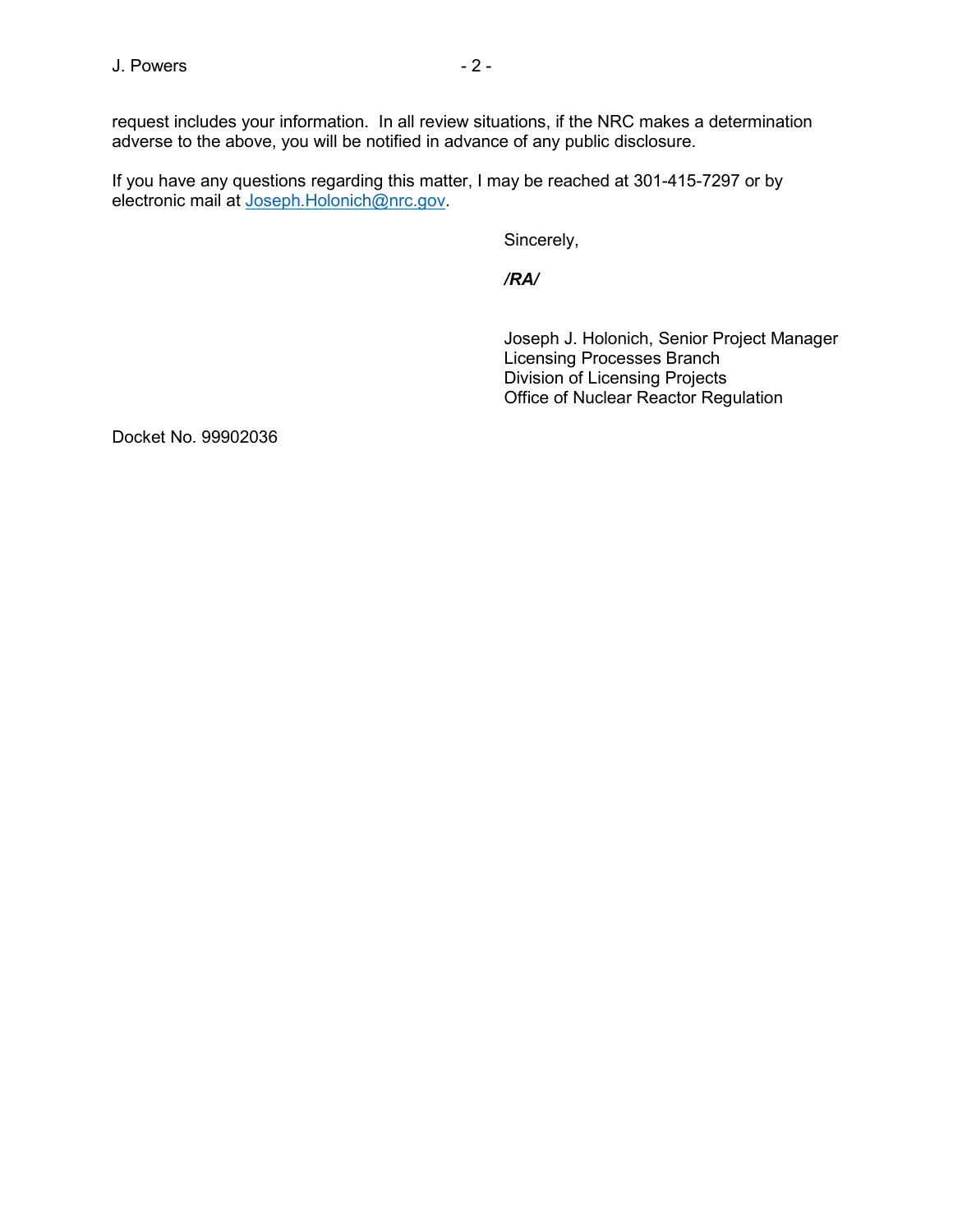request includes your information. In all review situations, if the NRC makes a determination adverse to the above, you will be notified in advance of any public disclosure.

If you have any questions regarding this matter, I may be reached at 301-415-7297 or by electronic mail at Joseph.Holonich@nrc.gov.

Sincerely,

***/RA/***

Joseph J. Holonich, Senior Project Manager
Licensing Processes Branch
Division of Licensing Projects
Office of Nuclear Reactor Regulation

Docket No. 99902036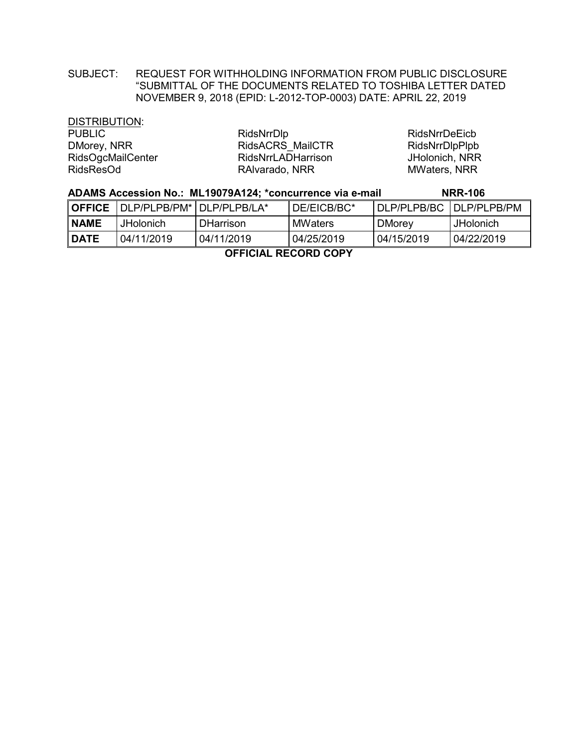SUBJECT: REQUEST FOR WITHHOLDING INFORMATION FROM PUBLIC DISCLOSURE "SUBMITTAL OF THE DOCUMENTS RELATED TO TOSHIBA LETTER DATED NOVEMBER 9, 2018 (EPID: L-2012-TOP-0003) DATE: APRIL 22, 2019

DISTRIBUTION:

PUBLIC
DMorey, NRR
RidsOgcMailCenter
RidsResOd
RidsNrrDlp
RidsACRS_MailCTR
RidsNrrLADHarrison
RAlvarado, NRR
RidsNrrDeEicb
RidsNrrDlpPlpb
JHolonich, NRR
MWaters, NRR

**ADAMS Accession No.: ML19079A124; *concurrence via e-mail** **NRR-106**

| **OFFICE** | DLP/PLPB/PM* | DLP/PLPB/LA* | DE/EICB/BC* | DLP/PLPB/BC | DLP/PLPB/PM |
|---|---|---|---|---|---|
| **NAME** | JHolonich | DHarrison | MWaters | DMorey | JHolonich |
| **DATE** | 04/11/2019 | 04/11/2019 | 04/25/2019 | 04/15/2019 | 04/22/2019 |

**OFFICIAL RECORD COPY**